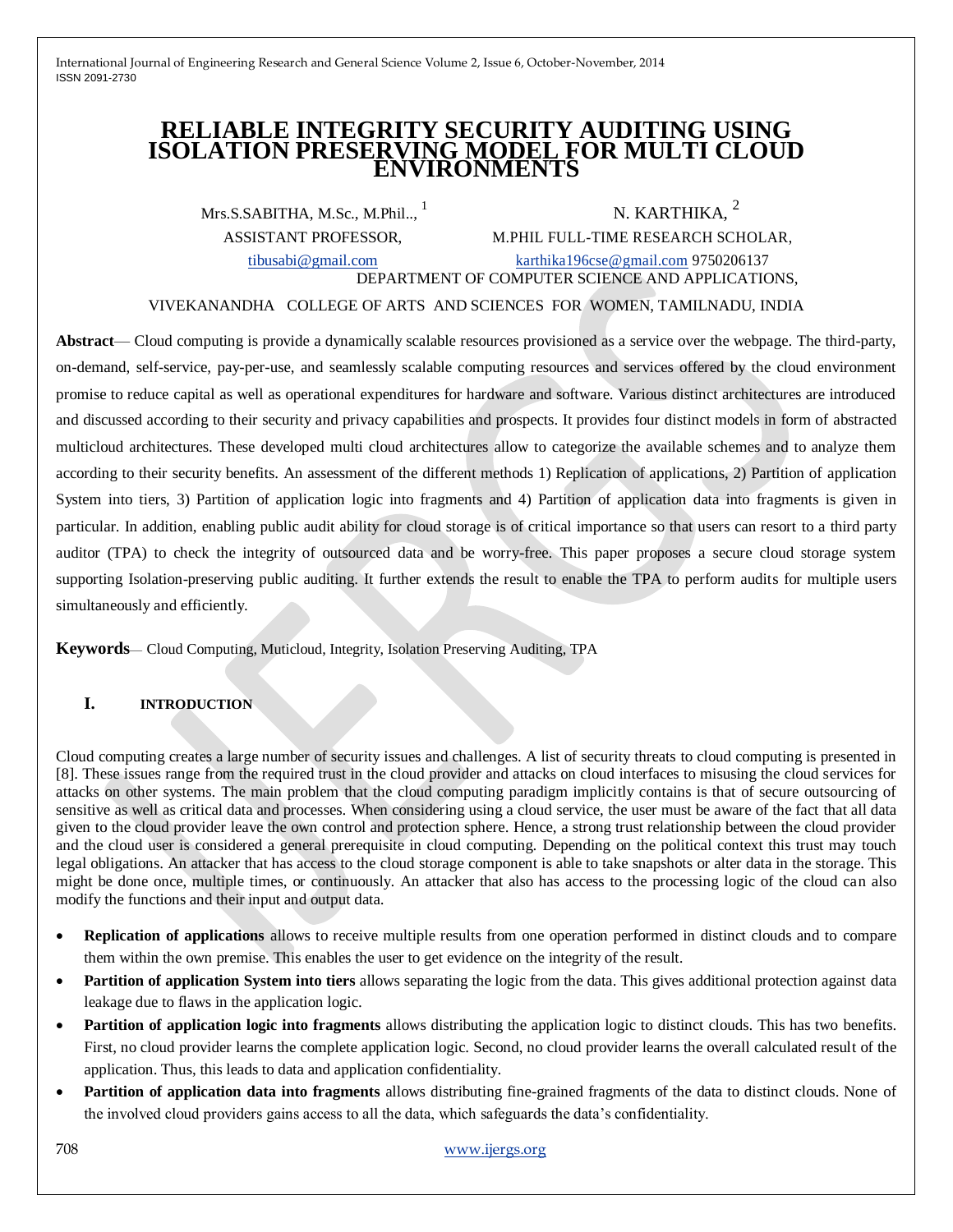# RELIABLE INTEGRITY SECURITY AUDITING USING ISOLATION PRESERVING MODEL FOR MULTI CLOUD ENVIRONMENTS

Mrs.S.SABITHA, M.Sc., M.Phil.., [1] — ASSISTANT PROFESSOR, tibusabi@gmail.com

N. KARTHIKA, [2] — M.PHIL FULL-TIME RESEARCH SCHOLAR, karthika196cse@gmail.com 9750206137

DEPARTMENT OF COMPUTER SCIENCE AND APPLICATIONS,

VIVEKANANDHA COLLEGE OF ARTS AND SCIENCES FOR WOMEN, TAMILNADU, INDIA

**Abstract**— Cloud computing is provide a dynamically scalable resources provisioned as a service over the webpage. The third-party, on-demand, self-service, pay-per-use, and seamlessly scalable computing resources and services offered by the cloud environment promise to reduce capital as well as operational expenditures for hardware and software. Various distinct architectures are introduced and discussed according to their security and privacy capabilities and prospects. It provides four distinct models in form of abstracted multicloud architectures. These developed multi cloud architectures allow to categorize the available schemes and to analyze them according to their security benefits. An assessment of the different methods 1) Replication of applications, 2) Partition of application System into tiers, 3) Partition of application logic into fragments and 4) Partition of application data into fragments is given in particular. In addition, enabling public audit ability for cloud storage is of critical importance so that users can resort to a third party auditor (TPA) to check the integrity of outsourced data and be worry-free. This paper proposes a secure cloud storage system supporting Isolation-preserving public auditing. It further extends the result to enable the TPA to perform audits for multiple users simultaneously and efficiently.

**Keywords**— Cloud Computing, Muticloud, Integrity, Isolation Preserving Auditing, TPA

## I. INTRODUCTION

Cloud computing creates a large number of security issues and challenges. A list of security threats to cloud computing is presented in [8]. These issues range from the required trust in the cloud provider and attacks on cloud interfaces to misusing the cloud services for attacks on other systems. The main problem that the cloud computing paradigm implicitly contains is that of secure outsourcing of sensitive as well as critical data and processes. When considering using a cloud service, the user must be aware of the fact that all data given to the cloud provider leave the own control and protection sphere. Hence, a strong trust relationship between the cloud provider and the cloud user is considered a general prerequisite in cloud computing. Depending on the political context this trust may touch legal obligations. An attacker that has access to the cloud storage component is able to take snapshots or alter data in the storage. This might be done once, multiple times, or continuously. An attacker that also has access to the processing logic of the cloud can also modify the functions and their input and output data.

- **Replication of applications** allows to receive multiple results from one operation performed in distinct clouds and to compare them within the own premise. This enables the user to get evidence on the integrity of the result.
- **Partition of application System into tiers** allows separating the logic from the data. This gives additional protection against data leakage due to flaws in the application logic.
- **Partition of application logic into fragments** allows distributing the application logic to distinct clouds. This has two benefits. First, no cloud provider learns the complete application logic. Second, no cloud provider learns the overall calculated result of the application. Thus, this leads to data and application confidentiality.
- **Partition of application data into fragments** allows distributing fine-grained fragments of the data to distinct clouds. None of the involved cloud providers gains access to all the data, which safeguards the data's confidentiality.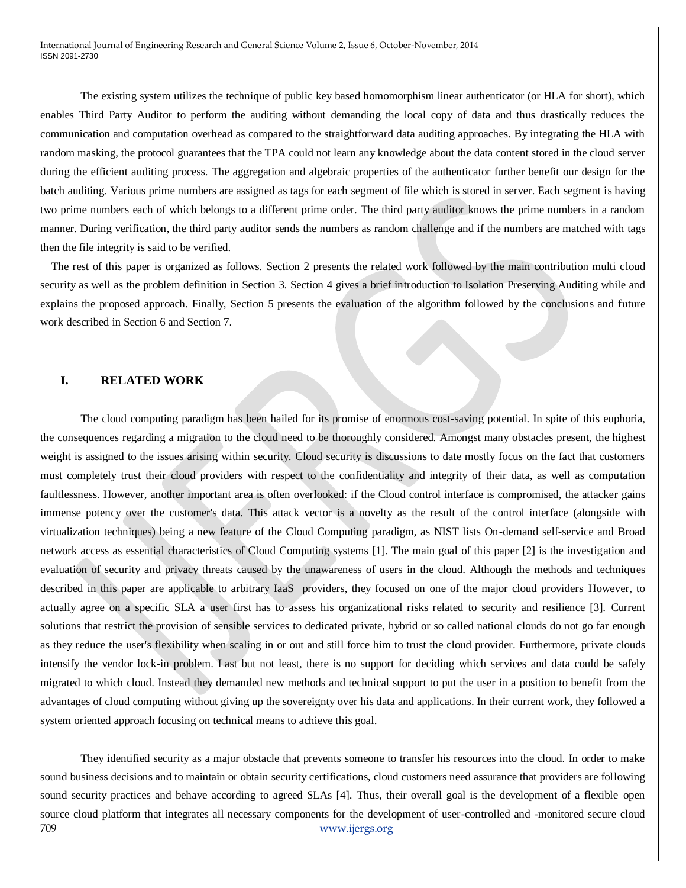The existing system utilizes the technique of public key based homomorphism linear authenticator (or HLA for short), which enables Third Party Auditor to perform the auditing without demanding the local copy of data and thus drastically reduces the communication and computation overhead as compared to the straightforward data auditing approaches. By integrating the HLA with random masking, the protocol guarantees that the TPA could not learn any knowledge about the data content stored in the cloud server during the efficient auditing process. The aggregation and algebraic properties of the authenticator further benefit our design for the batch auditing. Various prime numbers are assigned as tags for each segment of file which is stored in server. Each segment is having two prime numbers each of which belongs to a different prime order. The third party auditor knows the prime numbers in a random manner. During verification, the third party auditor sends the numbers as random challenge and if the numbers are matched with tags then the file integrity is said to be verified.

The rest of this paper is organized as follows. Section 2 presents the related work followed by the main contribution multi cloud security as well as the problem definition in Section 3. Section 4 gives a brief introduction to Isolation Preserving Auditing while and explains the proposed approach. Finally, Section 5 presents the evaluation of the algorithm followed by the conclusions and future work described in Section 6 and Section 7.

## I. RELATED WORK

The cloud computing paradigm has been hailed for its promise of enormous cost-saving potential. In spite of this euphoria, the consequences regarding a migration to the cloud need to be thoroughly considered. Amongst many obstacles present, the highest weight is assigned to the issues arising within security. Cloud security is discussions to date mostly focus on the fact that customers must completely trust their cloud providers with respect to the confidentiality and integrity of their data, as well as computation faultlessness. However, another important area is often overlooked: if the Cloud control interface is compromised, the attacker gains immense potency over the customer's data. This attack vector is a novelty as the result of the control interface (alongside with virtualization techniques) being a new feature of the Cloud Computing paradigm, as NIST lists On-demand self-service and Broad network access as essential characteristics of Cloud Computing systems [1]. The main goal of this paper [2] is the investigation and evaluation of security and privacy threats caused by the unawareness of users in the cloud. Although the methods and techniques described in this paper are applicable to arbitrary IaaS providers, they focused on one of the major cloud providers However, to actually agree on a specific SLA a user first has to assess his organizational risks related to security and resilience [3]. Current solutions that restrict the provision of sensible services to dedicated private, hybrid or so called national clouds do not go far enough as they reduce the user's flexibility when scaling in or out and still force him to trust the cloud provider. Furthermore, private clouds intensify the vendor lock-in problem. Last but not least, there is no support for deciding which services and data could be safely migrated to which cloud. Instead they demanded new methods and technical support to put the user in a position to benefit from the advantages of cloud computing without giving up the sovereignty over his data and applications. In their current work, they followed a system oriented approach focusing on technical means to achieve this goal.

They identified security as a major obstacle that prevents someone to transfer his resources into the cloud. In order to make sound business decisions and to maintain or obtain security certifications, cloud customers need assurance that providers are following sound security practices and behave according to agreed SLAs [4]. Thus, their overall goal is the development of a flexible open source cloud platform that integrates all necessary components for the development of user-controlled and -monitored secure cloud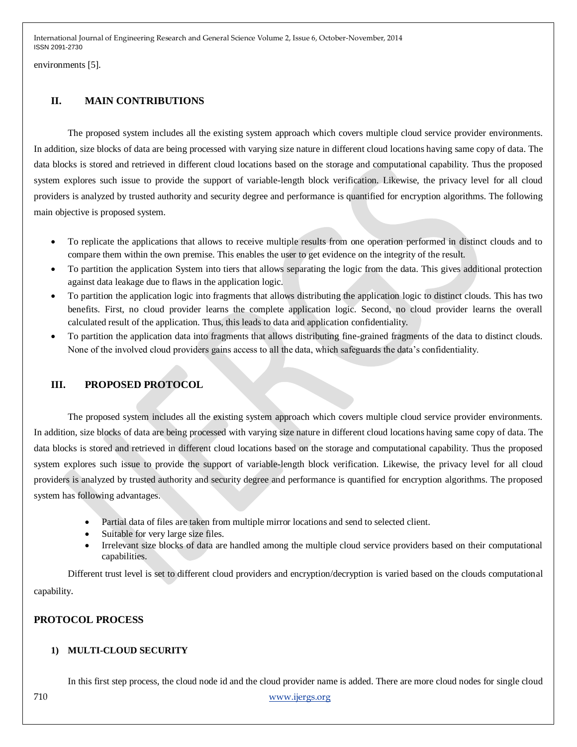environments [5].

## II. MAIN CONTRIBUTIONS

The proposed system includes all the existing system approach which covers multiple cloud service provider environments. In addition, size blocks of data are being processed with varying size nature in different cloud locations having same copy of data. The data blocks is stored and retrieved in different cloud locations based on the storage and computational capability. Thus the proposed system explores such issue to provide the support of variable-length block verification. Likewise, the privacy level for all cloud providers is analyzed by trusted authority and security degree and performance is quantified for encryption algorithms. The following main objective is proposed system.

- To replicate the applications that allows to receive multiple results from one operation performed in distinct clouds and to compare them within the own premise. This enables the user to get evidence on the integrity of the result.
- To partition the application System into tiers that allows separating the logic from the data. This gives additional protection against data leakage due to flaws in the application logic.
- To partition the application logic into fragments that allows distributing the application logic to distinct clouds. This has two benefits. First, no cloud provider learns the complete application logic. Second, no cloud provider learns the overall calculated result of the application. Thus, this leads to data and application confidentiality.
- To partition the application data into fragments that allows distributing fine-grained fragments of the data to distinct clouds. None of the involved cloud providers gains access to all the data, which safeguards the data's confidentiality.

## III. PROPOSED PROTOCOL

The proposed system includes all the existing system approach which covers multiple cloud service provider environments. In addition, size blocks of data are being processed with varying size nature in different cloud locations having same copy of data. The data blocks is stored and retrieved in different cloud locations based on the storage and computational capability. Thus the proposed system explores such issue to provide the support of variable-length block verification. Likewise, the privacy level for all cloud providers is analyzed by trusted authority and security degree and performance is quantified for encryption algorithms. The proposed system has following advantages.

- Partial data of files are taken from multiple mirror locations and send to selected client.
- Suitable for very large size files.
- Irrelevant size blocks of data are handled among the multiple cloud service providers based on their computational capabilities.

Different trust level is set to different cloud providers and encryption/decryption is varied based on the clouds computational capability.

## PROTOCOL PROCESS

### 1) MULTI-CLOUD SECURITY

In this first step process, the cloud node id and the cloud provider name is added. There are more cloud nodes for single cloud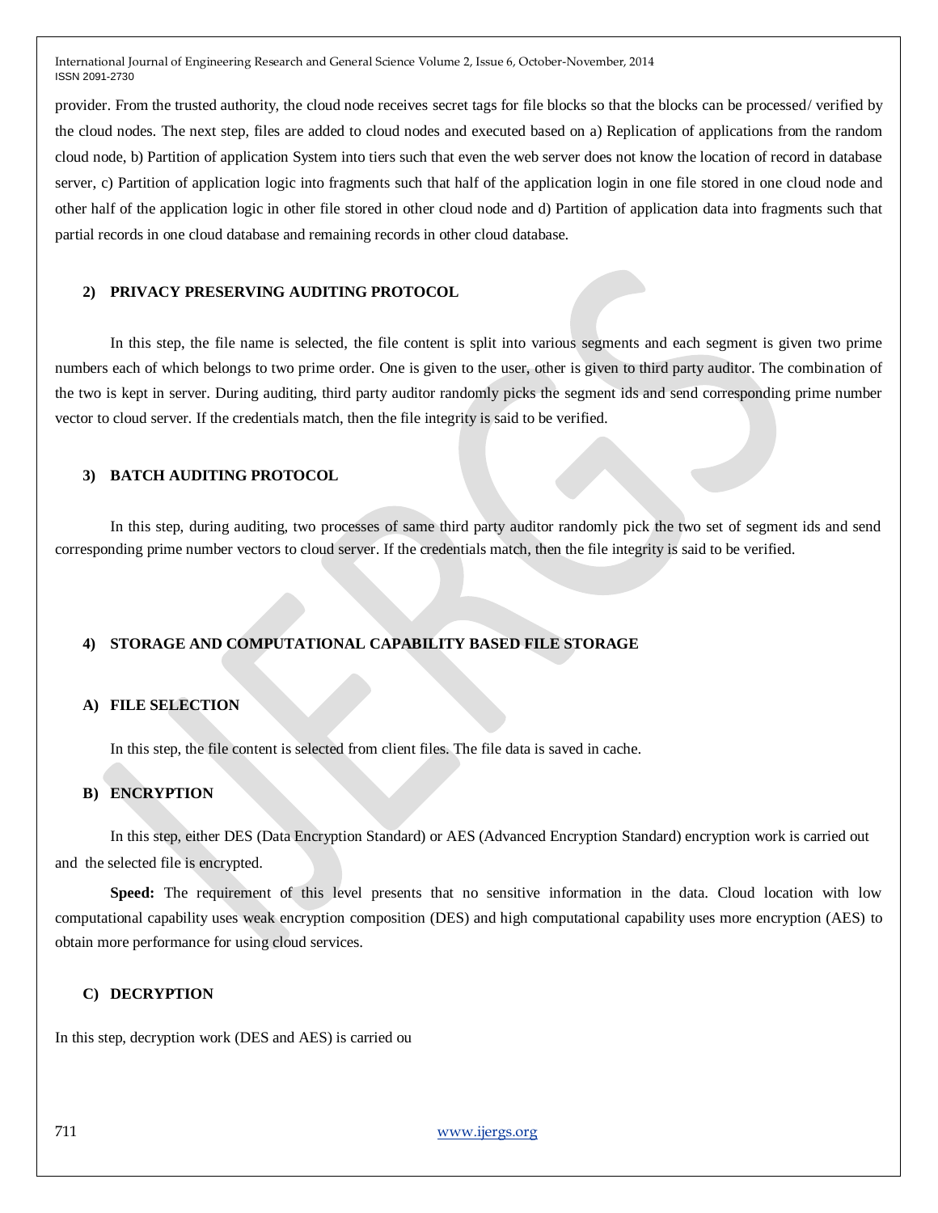provider. From the trusted authority, the cloud node receives secret tags for file blocks so that the blocks can be processed/ verified by the cloud nodes. The next step, files are added to cloud nodes and executed based on a) Replication of applications from the random cloud node, b) Partition of application System into tiers such that even the web server does not know the location of record in database server, c) Partition of application logic into fragments such that half of the application login in one file stored in one cloud node and other half of the application logic in other file stored in other cloud node and d) Partition of application data into fragments such that partial records in one cloud database and remaining records in other cloud database.

### 2) PRIVACY PRESERVING AUDITING PROTOCOL

In this step, the file name is selected, the file content is split into various segments and each segment is given two prime numbers each of which belongs to two prime order. One is given to the user, other is given to third party auditor. The combination of the two is kept in server. During auditing, third party auditor randomly picks the segment ids and send corresponding prime number vector to cloud server. If the credentials match, then the file integrity is said to be verified.

### 3) BATCH AUDITING PROTOCOL

In this step, during auditing, two processes of same third party auditor randomly pick the two set of segment ids and send corresponding prime number vectors to cloud server. If the credentials match, then the file integrity is said to be verified.

### 4) STORAGE AND COMPUTATIONAL CAPABILITY BASED FILE STORAGE

#### A) FILE SELECTION

In this step, the file content is selected from client files. The file data is saved in cache.

#### B) ENCRYPTION

In this step, either DES (Data Encryption Standard) or AES (Advanced Encryption Standard) encryption work is carried out and the selected file is encrypted.

**Speed:** The requirement of this level presents that no sensitive information in the data. Cloud location with low computational capability uses weak encryption composition (DES) and high computational capability uses more encryption (AES) to obtain more performance for using cloud services.

#### C) DECRYPTION

In this step, decryption work (DES and AES) is carried ou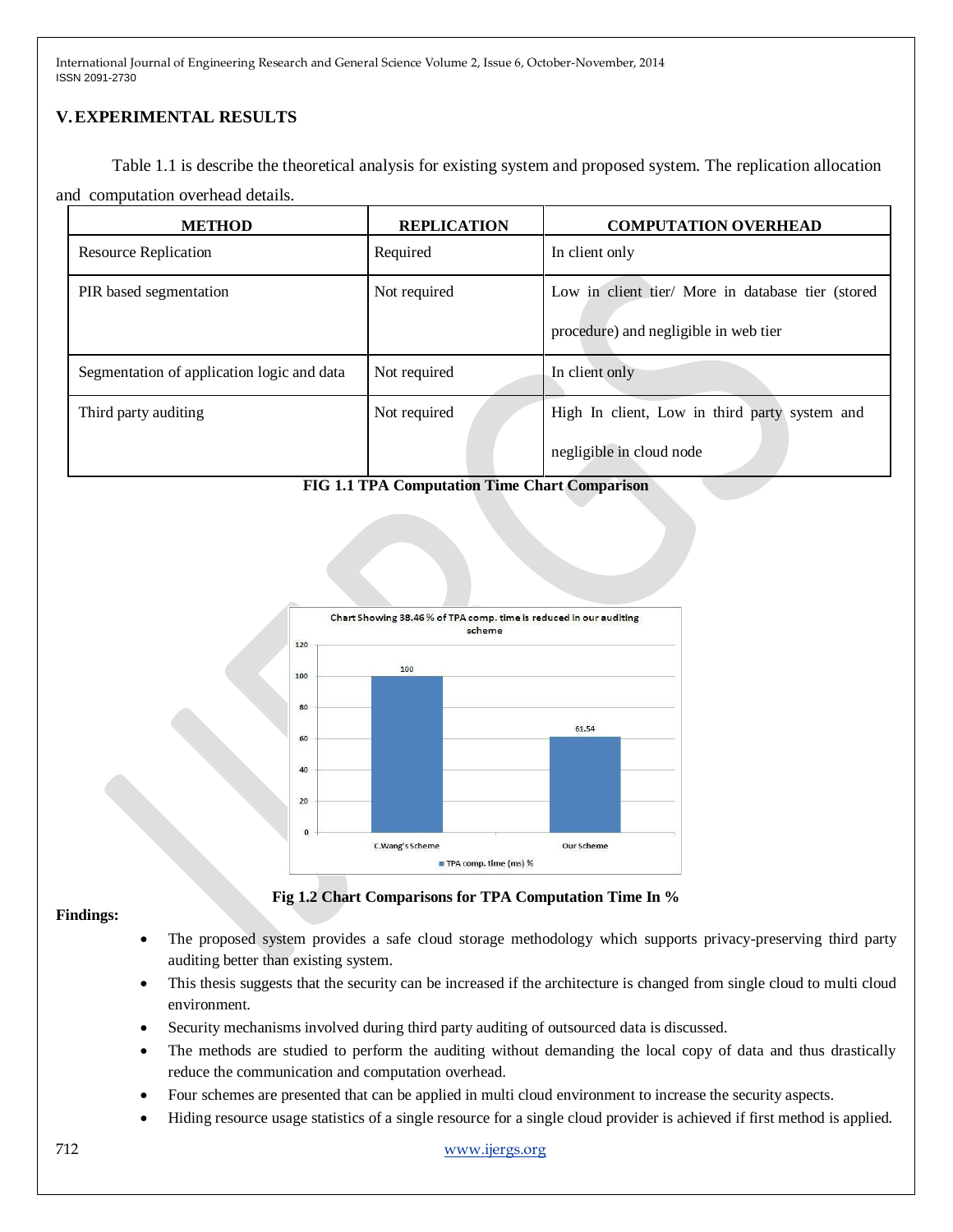## V. EXPERIMENTAL RESULTS

Table 1.1 is describe the theoretical analysis for existing system and proposed system. The replication allocation and computation overhead details.

| METHOD | REPLICATION | COMPUTATION OVERHEAD |
|---|---|---|
| Resource Replication | Required | In client only |
| PIR based segmentation | Not required | Low in client tier/ More in database tier (stored procedure) and negligible in web tier |
| Segmentation of application logic and data | Not required | In client only |
| Third party auditing | Not required | High In client, Low in third party system and negligible in cloud node |

**FIG 1.1 TPA Computation Time Chart Comparison**

**Fig 1.2 Chart Comparisons for TPA Computation Time In %**

**Findings:**

- The proposed system provides a safe cloud storage methodology which supports privacy-preserving third party auditing better than existing system.
- This thesis suggests that the security can be increased if the architecture is changed from single cloud to multi cloud environment.
- Security mechanisms involved during third party auditing of outsourced data is discussed.
- The methods are studied to perform the auditing without demanding the local copy of data and thus drastically reduce the communication and computation overhead.
- Four schemes are presented that can be applied in multi cloud environment to increase the security aspects.
- Hiding resource usage statistics of a single resource for a single cloud provider is achieved if first method is applied.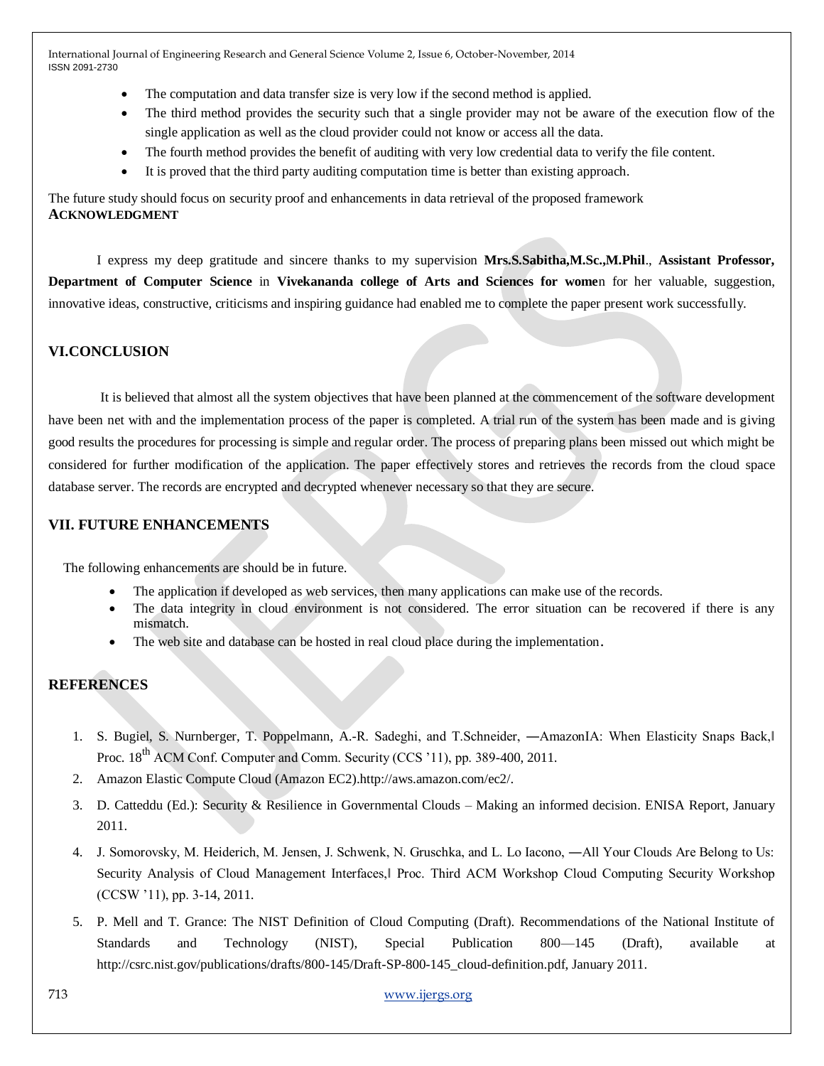- The computation and data transfer size is very low if the second method is applied.
- The third method provides the security such that a single provider may not be aware of the execution flow of the single application as well as the cloud provider could not know or access all the data.
- The fourth method provides the benefit of auditing with very low credential data to verify the file content.
- It is proved that the third party auditing computation time is better than existing approach.

The future study should focus on security proof and enhancements in data retrieval of the proposed framework

**ACKNOWLEDGMENT**

I express my deep gratitude and sincere thanks to my supervision **Mrs.S.Sabitha,M.Sc.,M.Phil**., **Assistant Professor, Department of Computer Science** in **Vivekananda college of Arts and Sciences for wome**n for her valuable, suggestion, innovative ideas, constructive, criticisms and inspiring guidance had enabled me to complete the paper present work successfully.

## VI.CONCLUSION

It is believed that almost all the system objectives that have been planned at the commencement of the software development have been net with and the implementation process of the paper is completed. A trial run of the system has been made and is giving good results the procedures for processing is simple and regular order. The process of preparing plans been missed out which might be considered for further modification of the application. The paper effectively stores and retrieves the records from the cloud space database server. The records are encrypted and decrypted whenever necessary so that they are secure.

## VII. FUTURE ENHANCEMENTS

The following enhancements are should be in future.

- The application if developed as web services, then many applications can make use of the records.
- The data integrity in cloud environment is not considered. The error situation can be recovered if there is any mismatch.
- The web site and database can be hosted in real cloud place during the implementation.

## REFERENCES

1. S. Bugiel, S. Nurnberger, T. Poppelmann, A.-R. Sadeghi, and T.Schneider, ―AmazonIA: When Elasticity Snaps Back,‖ Proc. 18th ACM Conf. Computer and Comm. Security (CCS '11), pp. 389-400, 2011.
2. Amazon Elastic Compute Cloud (Amazon EC2).http://aws.amazon.com/ec2/.
3. D. Catteddu (Ed.): Security & Resilience in Governmental Clouds – Making an informed decision. ENISA Report, January 2011.
4. J. Somorovsky, M. Heiderich, M. Jensen, J. Schwenk, N. Gruschka, and L. Lo Iacono, ―All Your Clouds Are Belong to Us: Security Analysis of Cloud Management Interfaces,‖ Proc. Third ACM Workshop Cloud Computing Security Workshop (CCSW '11), pp. 3-14, 2011.
5. P. Mell and T. Grance: The NIST Definition of Cloud Computing (Draft). Recommendations of the National Institute of Standards and Technology (NIST), Special Publication 800—145 (Draft), available at http://csrc.nist.gov/publications/drafts/800-145/Draft-SP-800-145_cloud-definition.pdf, January 2011.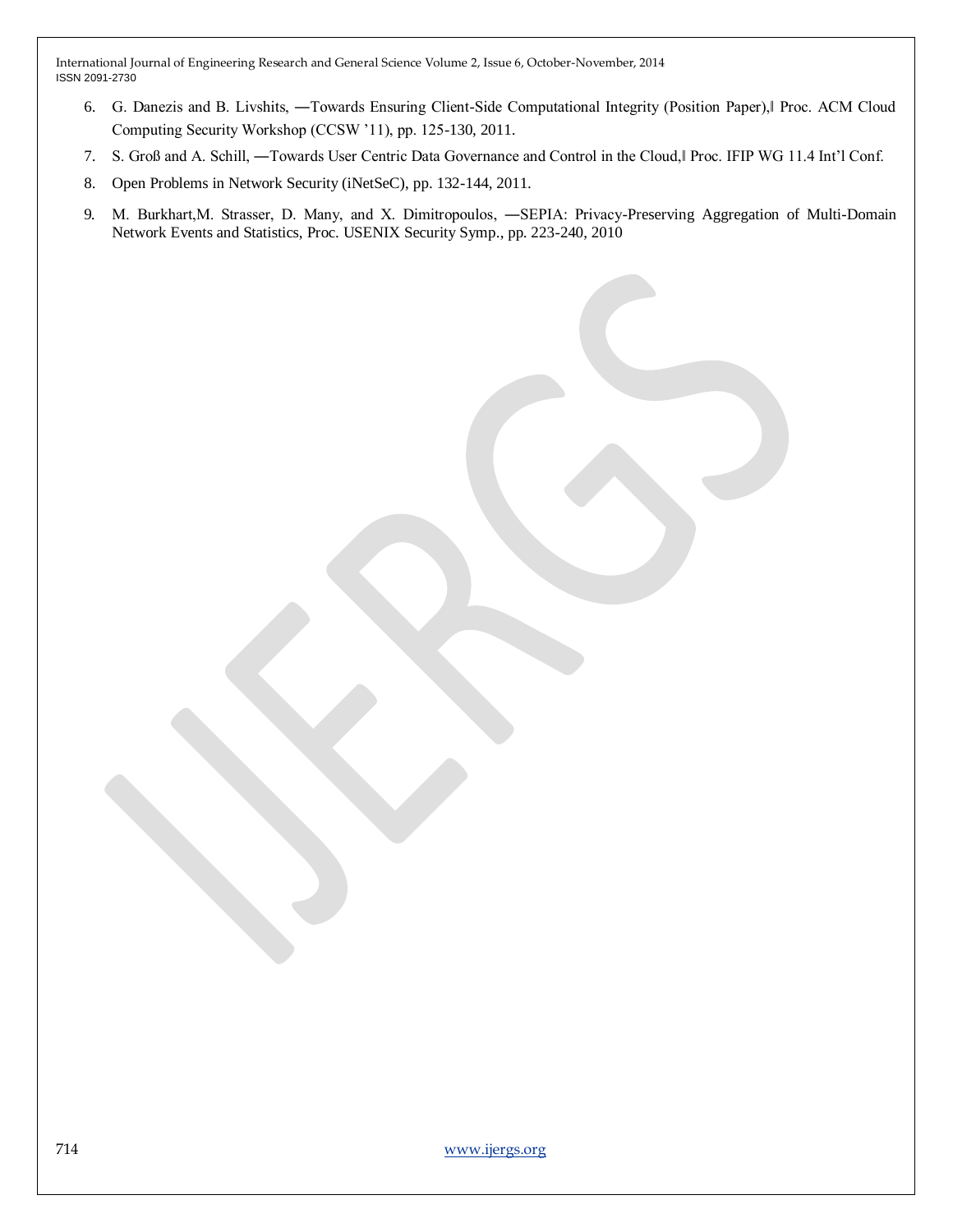6. G. Danezis and B. Livshits, ―Towards Ensuring Client-Side Computational Integrity (Position Paper),‖ Proc. ACM Cloud Computing Security Workshop (CCSW '11), pp. 125-130, 2011.
7. S. Groß and A. Schill, ―Towards User Centric Data Governance and Control in the Cloud,‖ Proc. IFIP WG 11.4 Int'l Conf.
8. Open Problems in Network Security (iNetSeC), pp. 132-144, 2011.
9. M. Burkhart,M. Strasser, D. Many, and X. Dimitropoulos, ―SEPIA: Privacy-Preserving Aggregation of Multi-Domain Network Events and Statistics, Proc. USENIX Security Symp., pp. 223-240, 2010